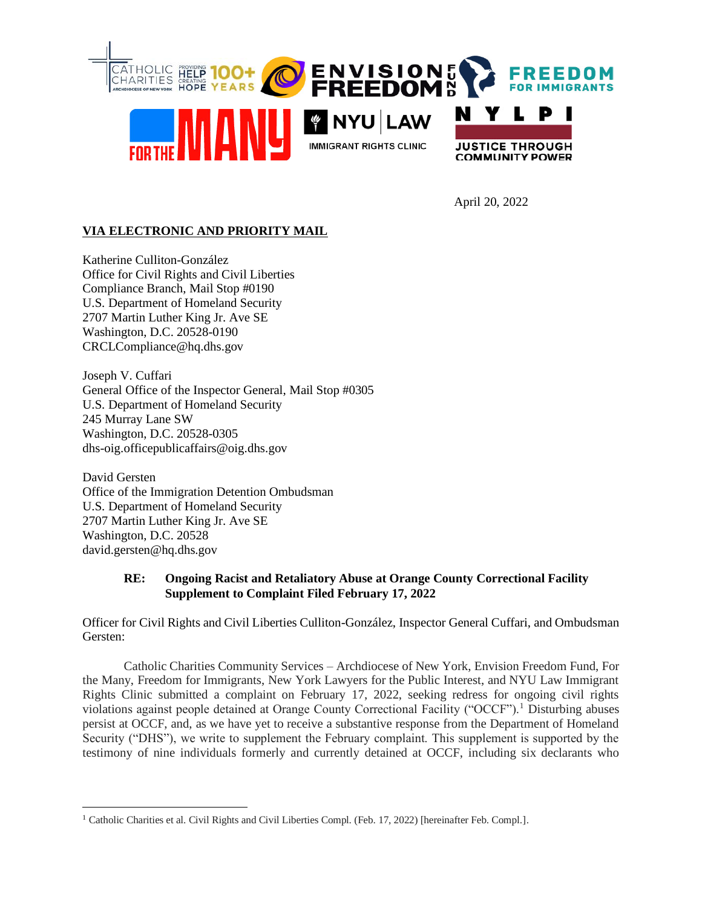April 20, 2022

**VIA ELECTRONIC AND PRIORITY MAIL**

Katherine Culliton-González
Office for Civil Rights and Civil Liberties
Compliance Branch, Mail Stop #0190
U.S. Department of Homeland Security
2707 Martin Luther King Jr. Ave SE
Washington, D.C. 20528-0190
CRCLCompliance@hq.dhs.gov

Joseph V. Cuffari
General Office of the Inspector General, Mail Stop #0305
U.S. Department of Homeland Security
245 Murray Lane SW
Washington, D.C. 20528-0305
dhs-oig.officepublicaffairs@oig.dhs.gov

David Gersten
Office of the Immigration Detention Ombudsman
U.S. Department of Homeland Security
2707 Martin Luther King Jr. Ave SE
Washington, D.C. 20528
david.gersten@hq.dhs.gov

**RE: Ongoing Racist and Retaliatory Abuse at Orange County Correctional Facility Supplement to Complaint Filed February 17, 2022**

Officer for Civil Rights and Civil Liberties Culliton-González, Inspector General Cuffari, and Ombudsman Gersten:

Catholic Charities Community Services – Archdiocese of New York, Envision Freedom Fund, For the Many, Freedom for Immigrants, New York Lawyers for the Public Interest, and NYU Law Immigrant Rights Clinic submitted a complaint on February 17, 2022, seeking redress for ongoing civil rights violations against people detained at Orange County Correctional Facility ("OCCF").[1] Disturbing abuses persist at OCCF, and, as we have yet to receive a substantive response from the Department of Homeland Security ("DHS"), we write to supplement the February complaint. This supplement is supported by the testimony of nine individuals formerly and currently detained at OCCF, including six declarants who

---

[1] Catholic Charities et al. Civil Rights and Civil Liberties Compl. (Feb. 17, 2022) [hereinafter Feb. Compl.].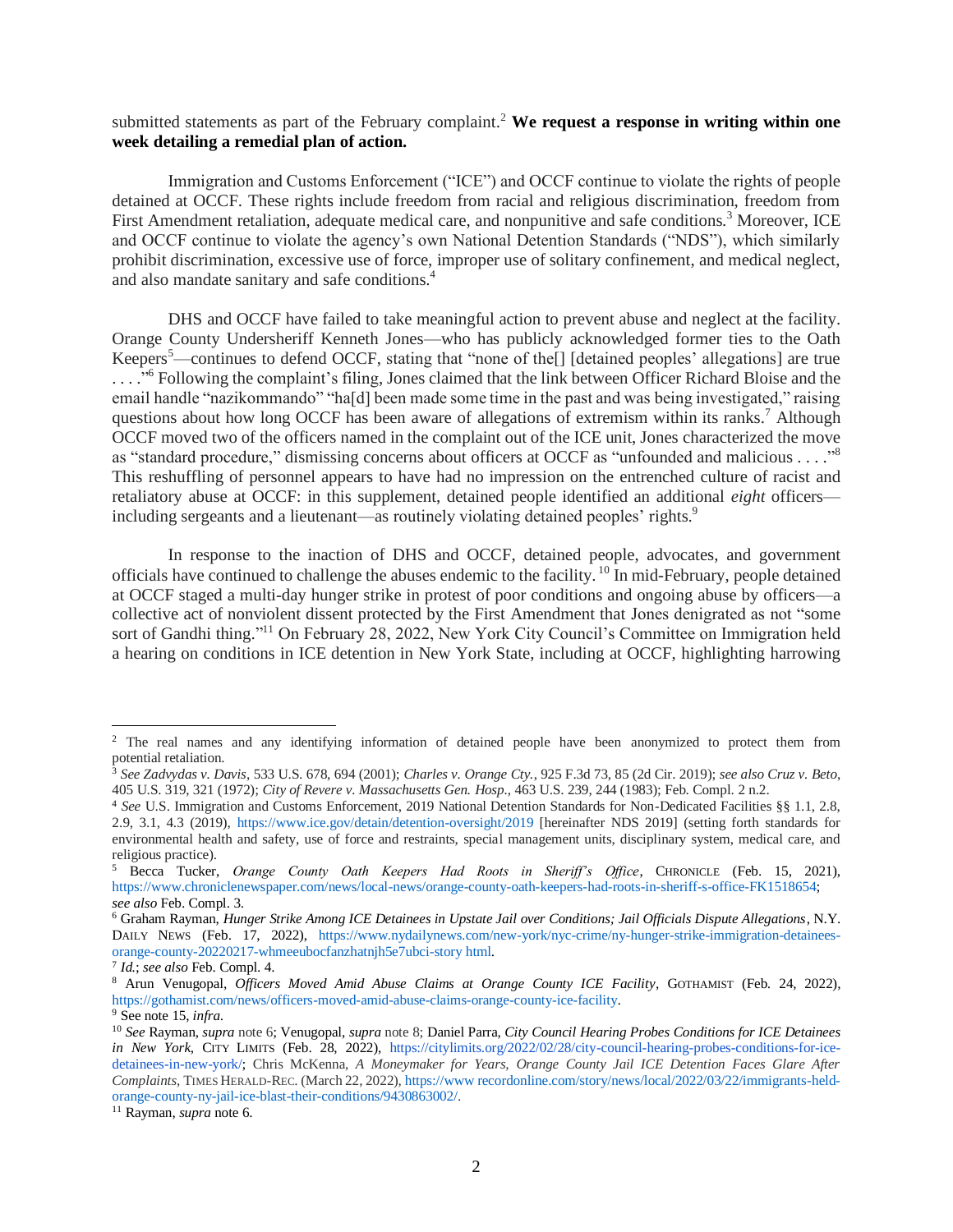submitted statements as part of the February complaint.[2] **We request a response in writing within one week detailing a remedial plan of action.**

Immigration and Customs Enforcement ("ICE") and OCCF continue to violate the rights of people detained at OCCF. These rights include freedom from racial and religious discrimination, freedom from First Amendment retaliation, adequate medical care, and nonpunitive and safe conditions.[3] Moreover, ICE and OCCF continue to violate the agency's own National Detention Standards ("NDS"), which similarly prohibit discrimination, excessive use of force, improper use of solitary confinement, and medical neglect, and also mandate sanitary and safe conditions.[4]

DHS and OCCF have failed to take meaningful action to prevent abuse and neglect at the facility. Orange County Undersheriff Kenneth Jones—who has publicly acknowledged former ties to the Oath Keepers[5]—continues to defend OCCF, stating that "none of the[] [detained peoples' allegations] are true . . . ."[6] Following the complaint's filing, Jones claimed that the link between Officer Richard Bloise and the email handle "nazikommando" "ha[d] been made some time in the past and was being investigated," raising questions about how long OCCF has been aware of allegations of extremism within its ranks.[7] Although OCCF moved two of the officers named in the complaint out of the ICE unit, Jones characterized the move as "standard procedure," dismissing concerns about officers at OCCF as "unfounded and malicious . . . ."[8] This reshuffling of personnel appears to have had no impression on the entrenched culture of racist and retaliatory abuse at OCCF: in this supplement, detained people identified an additional *eight* officers—including sergeants and a lieutenant—as routinely violating detained peoples' rights.[9]

In response to the inaction of DHS and OCCF, detained people, advocates, and government officials have continued to challenge the abuses endemic to the facility.[10] In mid-February, people detained at OCCF staged a multi-day hunger strike in protest of poor conditions and ongoing abuse by officers—a collective act of nonviolent dissent protected by the First Amendment that Jones denigrated as not "some sort of Gandhi thing."[11] On February 28, 2022, New York City Council's Committee on Immigration held a hearing on conditions in ICE detention in New York State, including at OCCF, highlighting harrowing

---

[2] The real names and any identifying information of detained people have been anonymized to protect them from potential retaliation.

[3] *See Zadvydas v. Davis*, 533 U.S. 678, 694 (2001); *Charles v. Orange Cty.*, 925 F.3d 73, 85 (2d Cir. 2019); *see also Cruz v. Beto*, 405 U.S. 319, 321 (1972); *City of Revere v. Massachusetts Gen. Hosp.*, 463 U.S. 239, 244 (1983); Feb. Compl. 2 n.2.

[4] *See* U.S. Immigration and Customs Enforcement, 2019 National Detention Standards for Non-Dedicated Facilities §§ 1.1, 2.8, 2.9, 3.1, 4.3 (2019), https://www.ice.gov/detain/detention-oversight/2019 [hereinafter NDS 2019] (setting forth standards for environmental health and safety, use of force and restraints, special management units, disciplinary system, medical care, and religious practice).

[5] Becca Tucker, *Orange County Oath Keepers Had Roots in Sheriff's Office*, CHRONICLE (Feb. 15, 2021), https://www.chroniclenewspaper.com/news/local-news/orange-county-oath-keepers-had-roots-in-sheriff-s-office-FK1518654; *see also* Feb. Compl. 3.

[6] Graham Rayman, *Hunger Strike Among ICE Detainees in Upstate Jail over Conditions; Jail Officials Dispute Allegations*, N.Y. DAILY NEWS (Feb. 17, 2022), https://www.nydailynews.com/new-york/nyc-crime/ny-hunger-strike-immigration-detainees-orange-county-20220217-whmeeubocfanzhatnjh5e7ubci-story html.

[7] *Id.*; *see also* Feb. Compl. 4.

[8] Arun Venugopal, *Officers Moved Amid Abuse Claims at Orange County ICE Facility*, GOTHAMIST (Feb. 24, 2022), https://gothamist.com/news/officers-moved-amid-abuse-claims-orange-county-ice-facility.

[9] See note 15, *infra*.

[10] *See* Rayman, *supra* note 6; Venugopal, *supra* note 8; Daniel Parra, *City Council Hearing Probes Conditions for ICE Detainees in New York*, CITY LIMITS (Feb. 28, 2022), https://citylimits.org/2022/02/28/city-council-hearing-probes-conditions-for-ice-detainees-in-new-york/; Chris McKenna, *A Moneymaker for Years, Orange County Jail ICE Detention Faces Glare After Complaints*, TIMES HERALD-REC. (March 22, 2022), https://www recordonline.com/story/news/local/2022/03/22/immigrants-held-orange-county-ny-jail-ice-blast-their-conditions/9430863002/.

[11] Rayman, *supra* note 6.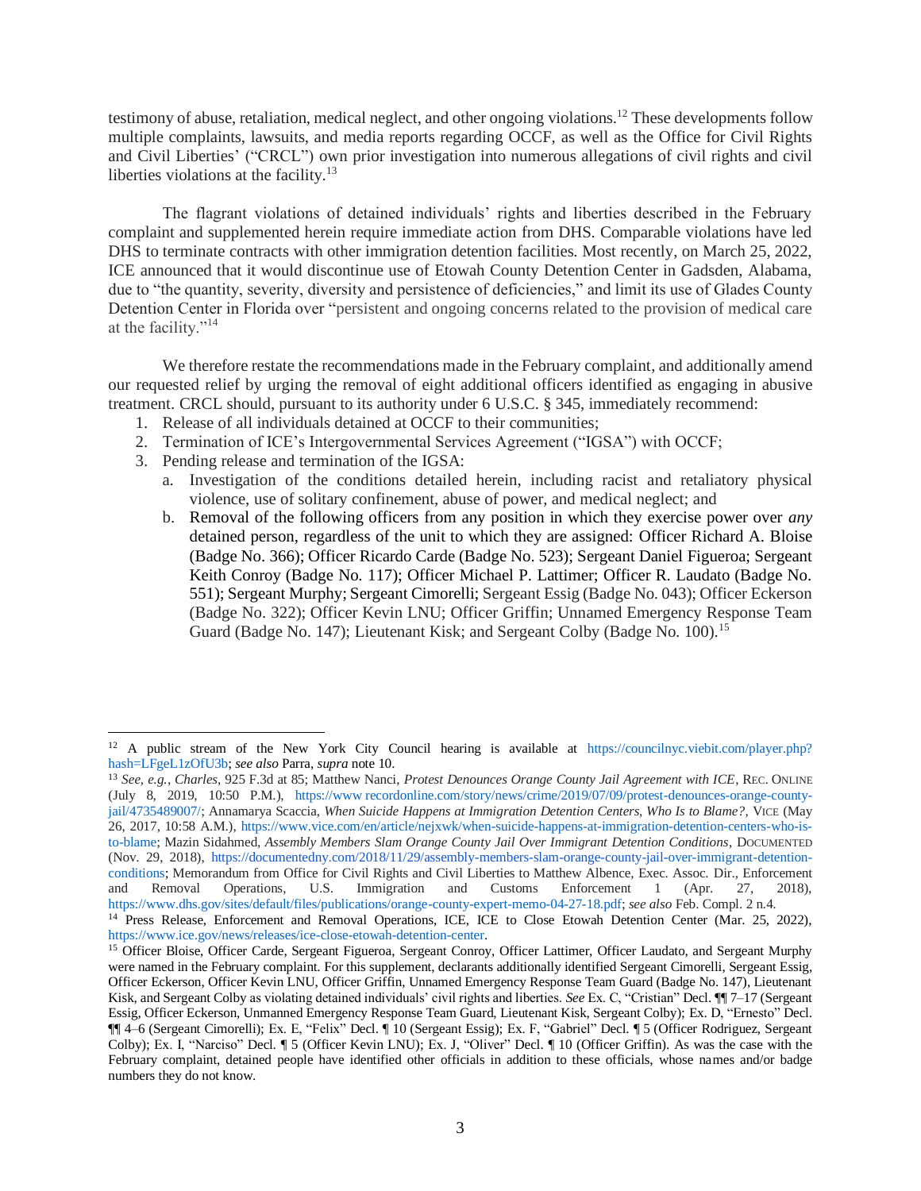testimony of abuse, retaliation, medical neglect, and other ongoing violations.[12] These developments follow multiple complaints, lawsuits, and media reports regarding OCCF, as well as the Office for Civil Rights and Civil Liberties' ("CRCL") own prior investigation into numerous allegations of civil rights and civil liberties violations at the facility.[13]

The flagrant violations of detained individuals' rights and liberties described in the February complaint and supplemented herein require immediate action from DHS. Comparable violations have led DHS to terminate contracts with other immigration detention facilities. Most recently, on March 25, 2022, ICE announced that it would discontinue use of Etowah County Detention Center in Gadsden, Alabama, due to "the quantity, severity, diversity and persistence of deficiencies," and limit its use of Glades County Detention Center in Florida over "persistent and ongoing concerns related to the provision of medical care at the facility."[14]

We therefore restate the recommendations made in the February complaint, and additionally amend our requested relief by urging the removal of eight additional officers identified as engaging in abusive treatment. CRCL should, pursuant to its authority under 6 U.S.C. § 345, immediately recommend:

1. Release of all individuals detained at OCCF to their communities;
2. Termination of ICE's Intergovernmental Services Agreement ("IGSA") with OCCF;
3. Pending release and termination of the IGSA:
   a. Investigation of the conditions detailed herein, including racist and retaliatory physical violence, use of solitary confinement, abuse of power, and medical neglect; and
   b. Removal of the following officers from any position in which they exercise power over *any* detained person, regardless of the unit to which they are assigned: Officer Richard A. Bloise (Badge No. 366); Officer Ricardo Carde (Badge No. 523); Sergeant Daniel Figueroa; Sergeant Keith Conroy (Badge No. 117); Officer Michael P. Lattimer; Officer R. Laudato (Badge No. 551); Sergeant Murphy; Sergeant Cimorelli; Sergeant Essig (Badge No. 043); Officer Eckerson (Badge No. 322); Officer Kevin LNU; Officer Griffin; Unnamed Emergency Response Team Guard (Badge No. 147); Lieutenant Kisk; and Sergeant Colby (Badge No. 100).[15]

---

[12] A public stream of the New York City Council hearing is available at https://councilnyc.viebit.com/player.php?hash=LFgeL1zOfU3b; *see also* Parra, *supra* note 10.

[13] *See, e.g.*, *Charles*, 925 F.3d at 85; Matthew Nanci, *Protest Denounces Orange County Jail Agreement with ICE*, REC. ONLINE (July 8, 2019, 10:50 P.M.), https://www recordonline.com/story/news/crime/2019/07/09/protest-denounces-orange-county-jail/4735489007/; Annamarya Scaccia, *When Suicide Happens at Immigration Detention Centers, Who Is to Blame?*, VICE (May 26, 2017, 10:58 A.M.), https://www.vice.com/en/article/nejxwk/when-suicide-happens-at-immigration-detention-centers-who-is-to-blame; Mazin Sidahmed, *Assembly Members Slam Orange County Jail Over Immigrant Detention Conditions*, DOCUMENTED (Nov. 29, 2018), https://documentedny.com/2018/11/29/assembly-members-slam-orange-county-jail-over-immigrant-detention-conditions; Memorandum from Office for Civil Rights and Civil Liberties to Matthew Albence, Exec. Assoc. Dir., Enforcement and Removal Operations, U.S. Immigration and Customs Enforcement 1 (Apr. 27, 2018), https://www.dhs.gov/sites/default/files/publications/orange-county-expert-memo-04-27-18.pdf; *see also* Feb. Compl. 2 n.4.

[14] Press Release, Enforcement and Removal Operations, ICE, ICE to Close Etowah Detention Center (Mar. 25, 2022), https://www.ice.gov/news/releases/ice-close-etowah-detention-center.

[15] Officer Bloise, Officer Carde, Sergeant Figueroa, Sergeant Conroy, Officer Lattimer, Officer Laudato, and Sergeant Murphy were named in the February complaint. For this supplement, declarants additionally identified Sergeant Cimorelli, Sergeant Essig, Officer Eckerson, Officer Kevin LNU, Officer Griffin, Unnamed Emergency Response Team Guard (Badge No. 147), Lieutenant Kisk, and Sergeant Colby as violating detained individuals' civil rights and liberties. *See* Ex. C, "Cristian" Decl. ¶¶ 7–17 (Sergeant Essig, Officer Eckerson, Unmanned Emergency Response Team Guard, Lieutenant Kisk, Sergeant Colby); Ex. D, "Ernesto" Decl. ¶¶ 4–6 (Sergeant Cimorelli); Ex. E, "Felix" Decl. ¶ 10 (Sergeant Essig); Ex. F, "Gabriel" Decl. ¶ 5 (Officer Rodriguez, Sergeant Colby); Ex. I, "Narciso" Decl. ¶ 5 (Officer Kevin LNU); Ex. J, "Oliver" Decl. ¶ 10 (Officer Griffin). As was the case with the February complaint, detained people have identified other officials in addition to these officials, whose names and/or badge numbers they do not know.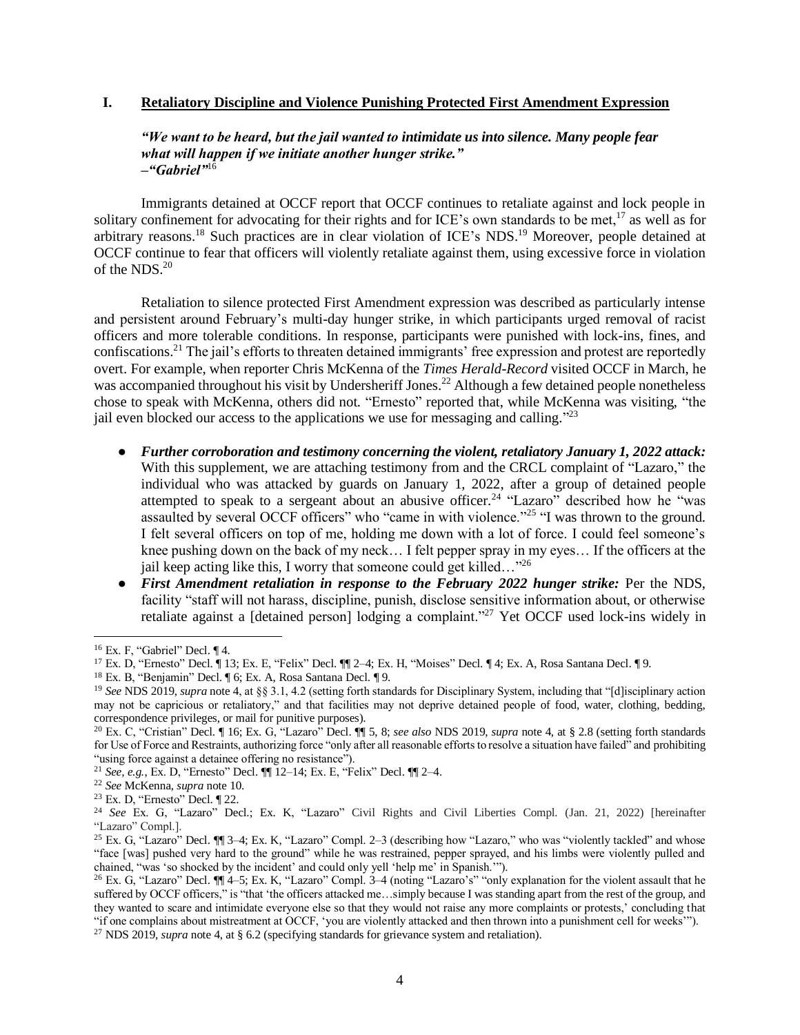## I. Retaliatory Discipline and Violence Punishing Protected First Amendment Expression

***"We want to be heard, but the jail wanted to intimidate us into silence. Many people fear what will happen if we initiate another hunger strike."***
***–"Gabriel"***[16]

Immigrants detained at OCCF report that OCCF continues to retaliate against and lock people in solitary confinement for advocating for their rights and for ICE's own standards to be met,[17] as well as for arbitrary reasons.[18] Such practices are in clear violation of ICE's NDS.[19] Moreover, people detained at OCCF continue to fear that officers will violently retaliate against them, using excessive force in violation of the NDS.[20]

Retaliation to silence protected First Amendment expression was described as particularly intense and persistent around February's multi-day hunger strike, in which participants urged removal of racist officers and more tolerable conditions. In response, participants were punished with lock-ins, fines, and confiscations.[21] The jail's efforts to threaten detained immigrants' free expression and protest are reportedly overt. For example, when reporter Chris McKenna of the *Times Herald-Record* visited OCCF in March, he was accompanied throughout his visit by Undersheriff Jones.[22] Although a few detained people nonetheless chose to speak with McKenna, others did not. "Ernesto" reported that, while McKenna was visiting, "the jail even blocked our access to the applications we use for messaging and calling."[23]

- ***Further corroboration and testimony concerning the violent, retaliatory January 1, 2022 attack:*** With this supplement, we are attaching testimony from and the CRCL complaint of "Lazaro," the individual who was attacked by guards on January 1, 2022, after a group of detained people attempted to speak to a sergeant about an abusive officer.[24] "Lazaro" described how he "was assaulted by several OCCF officers" who "came in with violence."[25] "I was thrown to the ground. I felt several officers on top of me, holding me down with a lot of force. I could feel someone's knee pushing down on the back of my neck… I felt pepper spray in my eyes… If the officers at the jail keep acting like this, I worry that someone could get killed…"[26]
- ***First Amendment retaliation in response to the February 2022 hunger strike:*** Per the NDS, facility "staff will not harass, discipline, punish, disclose sensitive information about, or otherwise retaliate against a [detained person] lodging a complaint."[27] Yet OCCF used lock-ins widely in

---

[16] Ex. F, "Gabriel" Decl. ¶ 4.

[17] Ex. D, "Ernesto" Decl. ¶ 13; Ex. E, "Felix" Decl. ¶¶ 2–4; Ex. H, "Moises" Decl. ¶ 4; Ex. A, Rosa Santana Decl. ¶ 9.

[18] Ex. B, "Benjamin" Decl. ¶ 6; Ex. A, Rosa Santana Decl. ¶ 9.

[19] *See* NDS 2019, *supra* note 4, at §§ 3.1, 4.2 (setting forth standards for Disciplinary System, including that "[d]isciplinary action may not be capricious or retaliatory," and that facilities may not deprive detained people of food, water, clothing, bedding, correspondence privileges, or mail for punitive purposes).

[20] Ex. C, "Cristian" Decl. ¶ 16; Ex. G, "Lazaro" Decl. ¶¶ 5, 8; *see also* NDS 2019, *supra* note 4, at § 2.8 (setting forth standards for Use of Force and Restraints, authorizing force "only after all reasonable efforts to resolve a situation have failed" and prohibiting "using force against a detainee offering no resistance").

[21] *See, e.g.*, Ex. D, "Ernesto" Decl. ¶¶ 12–14; Ex. E, "Felix" Decl. ¶¶ 2–4.

[22] *See* McKenna, *supra* note 10.

[23] Ex. D, "Ernesto" Decl. ¶ 22.

[24] *See* Ex. G, "Lazaro" Decl.; Ex. K, "Lazaro" Civil Rights and Civil Liberties Compl. (Jan. 21, 2022) [hereinafter "Lazaro" Compl.].

[25] Ex. G, "Lazaro" Decl. ¶¶ 3–4; Ex. K, "Lazaro" Compl. 2–3 (describing how "Lazaro," who was "violently tackled" and whose "face [was] pushed very hard to the ground" while he was restrained, pepper sprayed, and his limbs were violently pulled and chained, "was 'so shocked by the incident' and could only yell 'help me' in Spanish.'").

[26] Ex. G, "Lazaro" Decl. ¶¶ 4–5; Ex. K, "Lazaro" Compl. 3–4 (noting "Lazaro's" "only explanation for the violent assault that he suffered by OCCF officers," is "that 'the officers attacked me…simply because I was standing apart from the rest of the group, and they wanted to scare and intimidate everyone else so that they would not raise any more complaints or protests,' concluding that "if one complains about mistreatment at OCCF, 'you are violently attacked and then thrown into a punishment cell for weeks'").

[27] NDS 2019, *supra* note 4, at § 6.2 (specifying standards for grievance system and retaliation).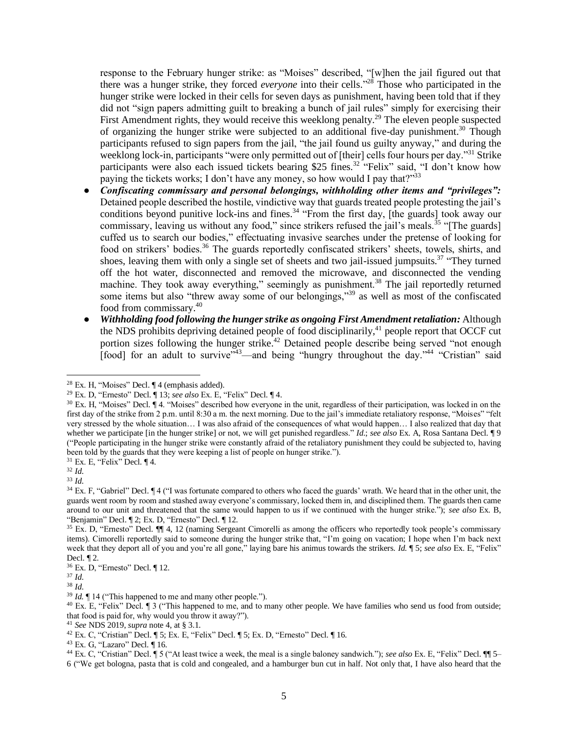response to the February hunger strike: as "Moises" described, "[w]hen the jail figured out that there was a hunger strike, they forced *everyone* into their cells."[28] Those who participated in the hunger strike were locked in their cells for seven days as punishment, having been told that if they did not "sign papers admitting guilt to breaking a bunch of jail rules" simply for exercising their First Amendment rights, they would receive this weeklong penalty.[29] The eleven people suspected of organizing the hunger strike were subjected to an additional five-day punishment.[30] Though participants refused to sign papers from the jail, "the jail found us guilty anyway," and during the weeklong lock-in, participants "were only permitted out of [their] cells four hours per day."[31] Strike participants were also each issued tickets bearing $25 fines.[32] "Felix" said, "I don't know how paying the tickets works; I don't have any money, so how would I pay that?"[33]

- ***Confiscating commissary and personal belongings, withholding other items and "privileges":*** Detained people described the hostile, vindictive way that guards treated people protesting the jail's conditions beyond punitive lock-ins and fines.[34] "From the first day, [the guards] took away our commissary, leaving us without any food," since strikers refused the jail's meals.[35] "[The guards] cuffed us to search our bodies," effectuating invasive searches under the pretense of looking for food on strikers' bodies.[36] The guards reportedly confiscated strikers' sheets, towels, shirts, and shoes, leaving them with only a single set of sheets and two jail-issued jumpsuits.[37] "They turned off the hot water, disconnected and removed the microwave, and disconnected the vending machine. They took away everything," seemingly as punishment.[38] The jail reportedly returned some items but also "threw away some of our belongings,"[39] as well as most of the confiscated food from commissary.[40]
- ***Withholding food following the hunger strike as ongoing First Amendment retaliation:*** Although the NDS prohibits depriving detained people of food disciplinarily,[41] people report that OCCF cut portion sizes following the hunger strike.[42] Detained people describe being served "not enough [food] for an adult to survive"[43]—and being "hungry throughout the day."[44] "Cristian" said

---

[28] Ex. H, "Moises" Decl. ¶ 4 (emphasis added).

[29] Ex. D, "Ernesto" Decl. ¶ 13; *see also* Ex. E, "Felix" Decl. ¶ 4.

[30] Ex. H, "Moises" Decl. ¶ 4. "Moises" described how everyone in the unit, regardless of their participation, was locked in on the first day of the strike from 2 p.m. until 8:30 a m. the next morning. Due to the jail's immediate retaliatory response, "Moises" "felt very stressed by the whole situation… I was also afraid of the consequences of what would happen… I also realized that day that whether we participate [in the hunger strike] or not, we will get punished regardless." *Id.*; *see also* Ex. A, Rosa Santana Decl. ¶ 9 ("People participating in the hunger strike were constantly afraid of the retaliatory punishment they could be subjected to, having been told by the guards that they were keeping a list of people on hunger strike.").

[31] Ex. E, "Felix" Decl. ¶ 4.

[32] *Id.*

[33] *Id.*

[34] Ex. F, "Gabriel" Decl. ¶ 4 ("I was fortunate compared to others who faced the guards' wrath. We heard that in the other unit, the guards went room by room and stashed away everyone's commissary, locked them in, and disciplined them. The guards then came around to our unit and threatened that the same would happen to us if we continued with the hunger strike."); *see also* Ex. B, "Benjamin" Decl. ¶ 2; Ex. D, "Ernesto" Decl. ¶ 12.

[35] Ex. D, "Ernesto" Decl. ¶¶ 4, 12 (naming Sergeant Cimorelli as among the officers who reportedly took people's commissary items). Cimorelli reportedly said to someone during the hunger strike that, "I'm going on vacation; I hope when I'm back next week that they deport all of you and you're all gone," laying bare his animus towards the strikers. *Id.* ¶ 5; *see also* Ex. E, "Felix" Decl. ¶ 2.

[36] Ex. D, "Ernesto" Decl. ¶ 12.

[37] *Id.*

[38] *Id.*

[39] *Id.* ¶ 14 ("This happened to me and many other people.").

[40] Ex. E, "Felix" Decl. ¶ 3 ("This happened to me, and to many other people. We have families who send us food from outside; that food is paid for, why would you throw it away?").

[41] *See* NDS 2019, *supra* note 4, at § 3.1.

[42] Ex. C, "Cristian" Decl. ¶ 5; Ex. E, "Felix" Decl. ¶ 5; Ex. D, "Ernesto" Decl. ¶ 16.

[43] Ex. G, "Lazaro" Decl. ¶ 16.

[44] Ex. C, "Cristian" Decl. ¶ 5 ("At least twice a week, the meal is a single baloney sandwich."); *see also* Ex. E, "Felix" Decl. ¶¶ 5–6 ("We get bologna, pasta that is cold and congealed, and a hamburger bun cut in half. Not only that, I have also heard that the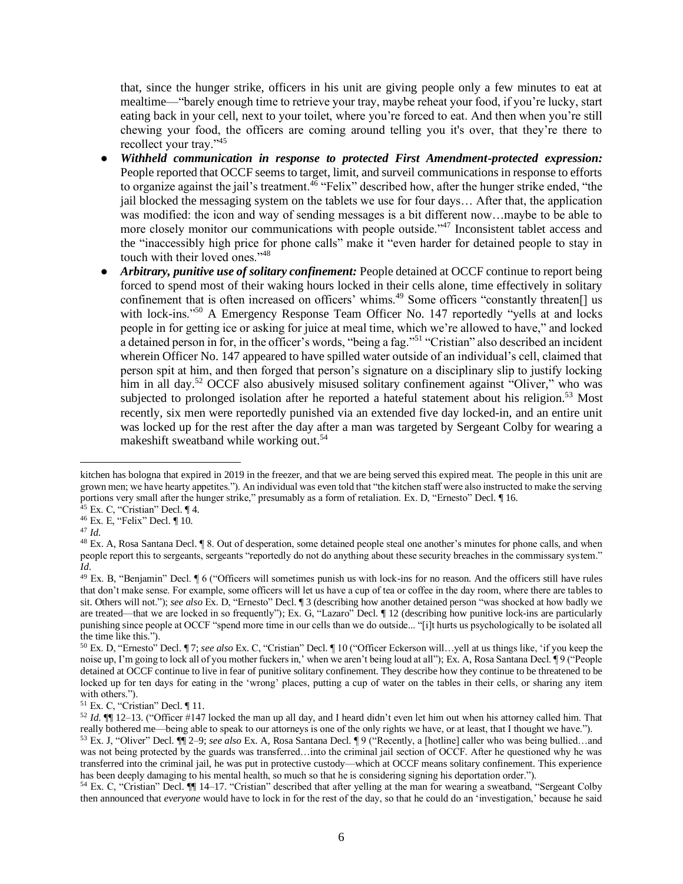that, since the hunger strike, officers in his unit are giving people only a few minutes to eat at mealtime—"barely enough time to retrieve your tray, maybe reheat your food, if you're lucky, start eating back in your cell, next to your toilet, where you're forced to eat. And then when you're still chewing your food, the officers are coming around telling you it's over, that they're there to recollect your tray."[45]

- ***Withheld communication in response to protected First Amendment-protected expression:*** People reported that OCCF seems to target, limit, and surveil communications in response to efforts to organize against the jail's treatment.[46] "Felix" described how, after the hunger strike ended, "the jail blocked the messaging system on the tablets we use for four days… After that, the application was modified: the icon and way of sending messages is a bit different now…maybe to be able to more closely monitor our communications with people outside."[47] Inconsistent tablet access and the "inaccessibly high price for phone calls" make it "even harder for detained people to stay in touch with their loved ones."[48]
- ***Arbitrary, punitive use of solitary confinement:*** People detained at OCCF continue to report being forced to spend most of their waking hours locked in their cells alone, time effectively in solitary confinement that is often increased on officers' whims.[49] Some officers "constantly threaten[] us with lock-ins."[50] A Emergency Response Team Officer No. 147 reportedly "yells at and locks people in for getting ice or asking for juice at meal time, which we're allowed to have," and locked a detained person in for, in the officer's words, "being a fag."[51] "Cristian" also described an incident wherein Officer No. 147 appeared to have spilled water outside of an individual's cell, claimed that person spit at him, and then forged that person's signature on a disciplinary slip to justify locking him in all day.[52] OCCF also abusively misused solitary confinement against "Oliver," who was subjected to prolonged isolation after he reported a hateful statement about his religion.[53] Most recently, six men were reportedly punished via an extended five day locked-in, and an entire unit was locked up for the rest the after the day after a man was targeted by Sergeant Colby for wearing a makeshift sweatband while working out.[54]

---

kitchen has bologna that expired in 2019 in the freezer, and that we are being served this expired meat. The people in this unit are grown men; we have hearty appetites."). An individual was even told that "the kitchen staff were also instructed to make the serving portions very small after the hunger strike," presumably as a form of retaliation. Ex. D, "Ernesto" Decl. ¶ 16.

[45] Ex. C, "Cristian" Decl. ¶ 4.

[46] Ex. E, "Felix" Decl. ¶ 10.

[47] *Id.*

[48] Ex. A, Rosa Santana Decl. ¶ 8. Out of desperation, some detained people steal one another's minutes for phone calls, and when people report this to sergeants, sergeants "reportedly do not do anything about these security breaches in the commissary system." *Id.*

[49] Ex. B, "Benjamin" Decl. ¶ 6 ("Officers will sometimes punish us with lock-ins for no reason. And the officers still have rules that don't make sense. For example, some officers will let us have a cup of tea or coffee in the day room, where there are tables to sit. Others will not."); *see also* Ex. D, "Ernesto" Decl. ¶ 3 (describing how another detained person "was shocked at how badly we are treated—that we are locked in so frequently"); Ex. G, "Lazaro" Decl. ¶ 12 (describing how punitive lock-ins are particularly punishing since people at OCCF "spend more time in our cells than we do outside... "[i]t hurts us psychologically to be isolated all the time like this.").

[50] Ex. D, "Ernesto" Decl. ¶ 7; *see also* Ex. C, "Cristian" Decl. ¶ 10 ("Officer Eckerson will…yell at us things like, 'if you keep the noise up, I'm going to lock all of you mother fuckers in,' when we aren't being loud at all"); Ex. A, Rosa Santana Decl. ¶ 9 ("People detained at OCCF continue to live in fear of punitive solitary confinement. They describe how they continue to be threatened to be locked up for ten days for eating in the 'wrong' places, putting a cup of water on the tables in their cells, or sharing any item with others.").

[51] Ex. C, "Cristian" Decl. ¶ 11.

[52] *Id.* ¶¶ 12–13. ("Officer #147 locked the man up all day, and I heard didn't even let him out when his attorney called him. That really bothered me—being able to speak to our attorneys is one of the only rights we have, or at least, that I thought we have.").

[53] Ex. J, "Oliver" Decl. ¶¶ 2–9; *see also* Ex. A, Rosa Santana Decl. ¶ 9 ("Recently, a [hotline] caller who was being bullied…and was not being protected by the guards was transferred…into the criminal jail section of OCCF. After he questioned why he was transferred into the criminal jail, he was put in protective custody—which at OCCF means solitary confinement. This experience has been deeply damaging to his mental health, so much so that he is considering signing his deportation order.").

[54] Ex. C, "Cristian" Decl. ¶¶ 14–17. "Cristian" described that after yelling at the man for wearing a sweatband, "Sergeant Colby then announced that *everyone* would have to lock in for the rest of the day, so that he could do an 'investigation,' because he said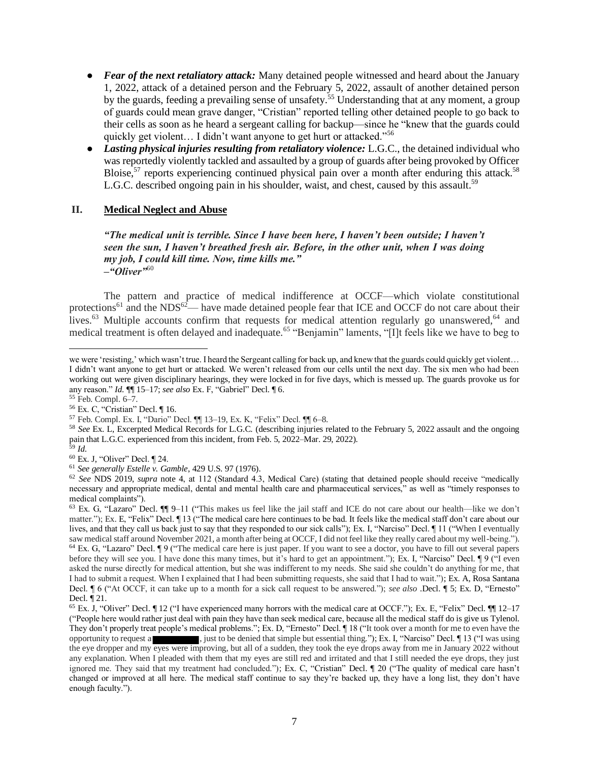- ***Fear of the next retaliatory attack:*** Many detained people witnessed and heard about the January 1, 2022, attack of a detained person and the February 5, 2022, assault of another detained person by the guards, feeding a prevailing sense of unsafety.[55] Understanding that at any moment, a group of guards could mean grave danger, "Cristian" reported telling other detained people to go back to their cells as soon as he heard a sergeant calling for backup—since he "knew that the guards could quickly get violent… I didn't want anyone to get hurt or attacked."[56]
- ***Lasting physical injuries resulting from retaliatory violence:*** L.G.C., the detained individual who was reportedly violently tackled and assaulted by a group of guards after being provoked by Officer Bloise,[57] reports experiencing continued physical pain over a month after enduring this attack.[58] L.G.C. described ongoing pain in his shoulder, waist, and chest, caused by this assault.[59]

## II. <u>Medical Neglect and Abuse</u>

> ***"The medical unit is terrible. Since I have been here, I haven't been outside; I haven't seen the sun, I haven't breathed fresh air. Before, in the other unit, when I was doing my job, I could kill time. Now, time kills me."***
> ***–"Oliver"***[60]

The pattern and practice of medical indifference at OCCF—which violate constitutional protections[61] and the NDS[62]— have made detained people fear that ICE and OCCF do not care about their lives.[63] Multiple accounts confirm that requests for medical attention regularly go unanswered,[64] and medical treatment is often delayed and inadequate.[65] "Benjamin" laments, "[I]t feels like we have to beg to

---

we were 'resisting,' which wasn't true. I heard the Sergeant calling for back up, and knew that the guards could quickly get violent… I didn't want anyone to get hurt or attacked. We weren't released from our cells until the next day. The six men who had been working out were given disciplinary hearings, they were locked in for five days, which is messed up. The guards provoke us for any reason." *Id.* ¶¶ 15–17; *see also* Ex. F, "Gabriel" Decl. ¶ 6.

[55] Feb. Compl. 6–7.

[56] Ex. C, "Cristian" Decl. ¶ 16.

[57] Feb. Compl. Ex. I, "Dario" Decl. ¶¶ 13–19, Ex. K, "Felix" Decl. ¶¶ 6–8.

[58] *See* Ex. L, Excerpted Medical Records for L.G.C. (describing injuries related to the February 5, 2022 assault and the ongoing pain that L.G.C. experienced from this incident, from Feb. 5, 2022–Mar. 29, 2022).

[59] *Id.*

[60] Ex. J, "Oliver" Decl. ¶ 24.

[61] *See generally Estelle v. Gamble*, 429 U.S. 97 (1976).

[62] *See* NDS 2019, *supra* note 4, at 112 (Standard 4.3, Medical Care) (stating that detained people should receive "medically necessary and appropriate medical, dental and mental health care and pharmaceutical services," as well as "timely responses to medical complaints").

[63] Ex. G, "Lazaro" Decl. ¶¶ 9–11 ("This makes us feel like the jail staff and ICE do not care about our health—like we don't matter."); Ex. E, "Felix" Decl. ¶ 13 ("The medical care here continues to be bad. It feels like the medical staff don't care about our lives, and that they call us back just to say that they responded to our sick calls"); Ex. I, "Narciso" Decl. ¶ 11 ("When I eventually saw medical staff around November 2021, a month after being at OCCF, I did not feel like they really cared about my well-being.").

[64] Ex. G, "Lazaro" Decl. ¶ 9 ("The medical care here is just paper. If you want to see a doctor, you have to fill out several papers before they will see you. I have done this many times, but it's hard to get an appointment."); Ex. I, "Narciso" Decl. ¶ 9 ("I even asked the nurse directly for medical attention, but she was indifferent to my needs. She said she couldn't do anything for me, that I had to submit a request. When I explained that I had been submitting requests, she said that I had to wait."); Ex. A, Rosa Santana Decl. ¶ 6 ("At OCCF, it can take up to a month for a sick call request to be answered."); *see also* .Decl. ¶ 5; Ex. D, "Ernesto" Decl. ¶ 21.

[65] Ex. J, "Oliver" Decl. ¶ 12 ("I have experienced many horrors with the medical care at OCCF."); Ex. E, "Felix" Decl. ¶¶ 12–17 ("People here would rather just deal with pain they have than seek medical care, because all the medical staff do is give us Tylenol. They don't properly treat people's medical problems."; Ex. D, "Ernesto" Decl. ¶ 18 ("It took over a month for me to even have the opportunity to request a ██████████, just to be denied that simple but essential thing."); Ex. I, "Narciso" Decl. ¶ 13 ("I was using the eye dropper and my eyes were improving, but all of a sudden, they took the eye drops away from me in January 2022 without any explanation. When I pleaded with them that my eyes are still red and irritated and that I still needed the eye drops, they just ignored me. They said that my treatment had concluded."); Ex. C, "Cristian" Decl. ¶ 20 ("The quality of medical care hasn't changed or improved at all here. The medical staff continue to say they're backed up, they have a long list, they don't have enough faculty.").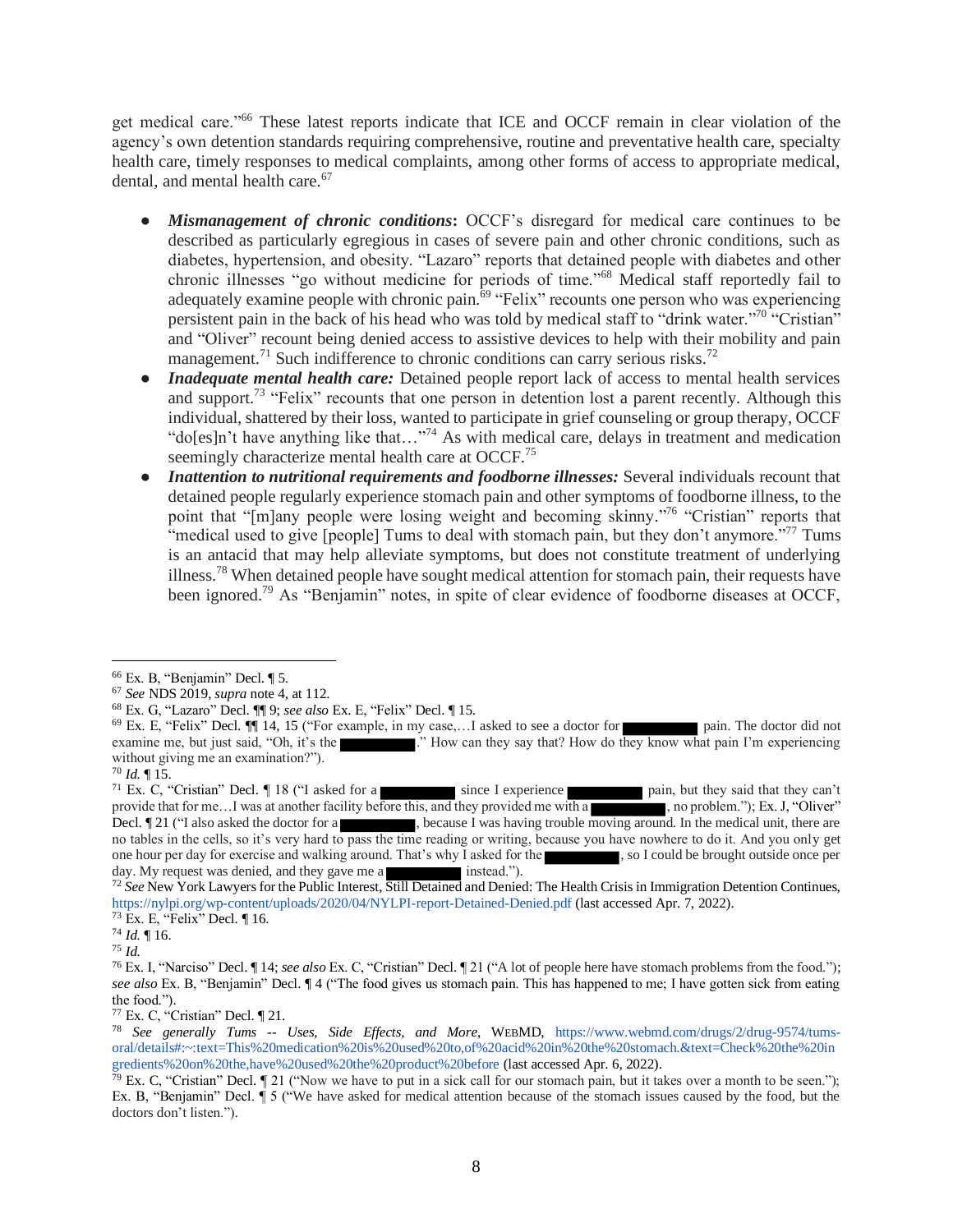get medical care."[66] These latest reports indicate that ICE and OCCF remain in clear violation of the agency's own detention standards requiring comprehensive, routine and preventative health care, specialty health care, timely responses to medical complaints, among other forms of access to appropriate medical, dental, and mental health care.[67]

- ***Mismanagement of chronic conditions*:** OCCF's disregard for medical care continues to be described as particularly egregious in cases of severe pain and other chronic conditions, such as diabetes, hypertension, and obesity. "Lazaro" reports that detained people with diabetes and other chronic illnesses "go without medicine for periods of time."[68] Medical staff reportedly fail to adequately examine people with chronic pain.[69] "Felix" recounts one person who was experiencing persistent pain in the back of his head who was told by medical staff to "drink water."[70] "Cristian" and "Oliver" recount being denied access to assistive devices to help with their mobility and pain management.[71] Such indifference to chronic conditions can carry serious risks.[72]
- ***Inadequate mental health care:*** Detained people report lack of access to mental health services and support.[73] "Felix" recounts that one person in detention lost a parent recently. Although this individual, shattered by their loss, wanted to participate in grief counseling or group therapy, OCCF "do[es]n't have anything like that…"[74] As with medical care, delays in treatment and medication seemingly characterize mental health care at OCCF.[75]
- ***Inattention to nutritional requirements and foodborne illnesses:*** Several individuals recount that detained people regularly experience stomach pain and other symptoms of foodborne illness, to the point that "[m]any people were losing weight and becoming skinny."[76] "Cristian" reports that "medical used to give [people] Tums to deal with stomach pain, but they don't anymore."[77] Tums is an antacid that may help alleviate symptoms, but does not constitute treatment of underlying illness.[78] When detained people have sought medical attention for stomach pain, their requests have been ignored.[79] As "Benjamin" notes, in spite of clear evidence of foodborne diseases at OCCF,

---

[66] Ex. B, "Benjamin" Decl. ¶ 5.

[67] *See* NDS 2019, *supra* note 4, at 112.

[68] Ex. G, "Lazaro" Decl. ¶¶ 9; *see also* Ex. E, "Felix" Decl. ¶ 15.

[69] Ex. E, "Felix" Decl. ¶¶ 14, 15 ("For example, in my case,…I asked to see a doctor for [REDACTED] pain. The doctor did not examine me, but just said, "Oh, it's the [REDACTED]." How can they say that? How do they know what pain I'm experiencing without giving me an examination?").

[70] *Id.* ¶ 15.

[71] Ex. C, "Cristian" Decl. ¶ 18 ("I asked for a [REDACTED] since I experience [REDACTED] pain, but they said that they can't provide that for me…I was at another facility before this, and they provided me with a [REDACTED], no problem."); Ex. J, "Oliver" Decl. ¶ 21 ("I also asked the doctor for a [REDACTED], because I was having trouble moving around. In the medical unit, there are no tables in the cells, so it's very hard to pass the time reading or writing, because you have nowhere to do it. And you only get one hour per day for exercise and walking around. That's why I asked for the [REDACTED], so I could be brought outside once per day. My request was denied, and they gave me a [REDACTED] instead.").

[72] *See* New York Lawyers for the Public Interest, Still Detained and Denied: The Health Crisis in Immigration Detention Continues, https://nylpi.org/wp-content/uploads/2020/04/NYLPI-report-Detained-Denied.pdf (last accessed Apr. 7, 2022).

[73] Ex. E, "Felix" Decl. ¶ 16.

[74] *Id.* ¶ 16.

[75] *Id.*

[76] Ex. I, "Narciso" Decl. ¶ 14; *see also* Ex. C, "Cristian" Decl. ¶ 21 ("A lot of people here have stomach problems from the food."); *see also* Ex. B, "Benjamin" Decl. ¶ 4 ("The food gives us stomach pain. This has happened to me; I have gotten sick from eating the food.").

[77] Ex. C, "Cristian" Decl. ¶ 21.

[78] *See generally Tums -- Uses, Side Effects, and More*, WEBMD, https://www.webmd.com/drugs/2/drug-9574/tums-oral/details#:~:text=This%20medication%20is%20used%20to,of%20acid%20in%20the%20stomach.&text=Check%20the%20ingredients%20on%20the,have%20used%20the%20product%20before (last accessed Apr. 6, 2022).

[79] Ex. C, "Cristian" Decl. ¶ 21 ("Now we have to put in a sick call for our stomach pain, but it takes over a month to be seen."); Ex. B, "Benjamin" Decl. ¶ 5 ("We have asked for medical attention because of the stomach issues caused by the food, but the doctors don't listen.").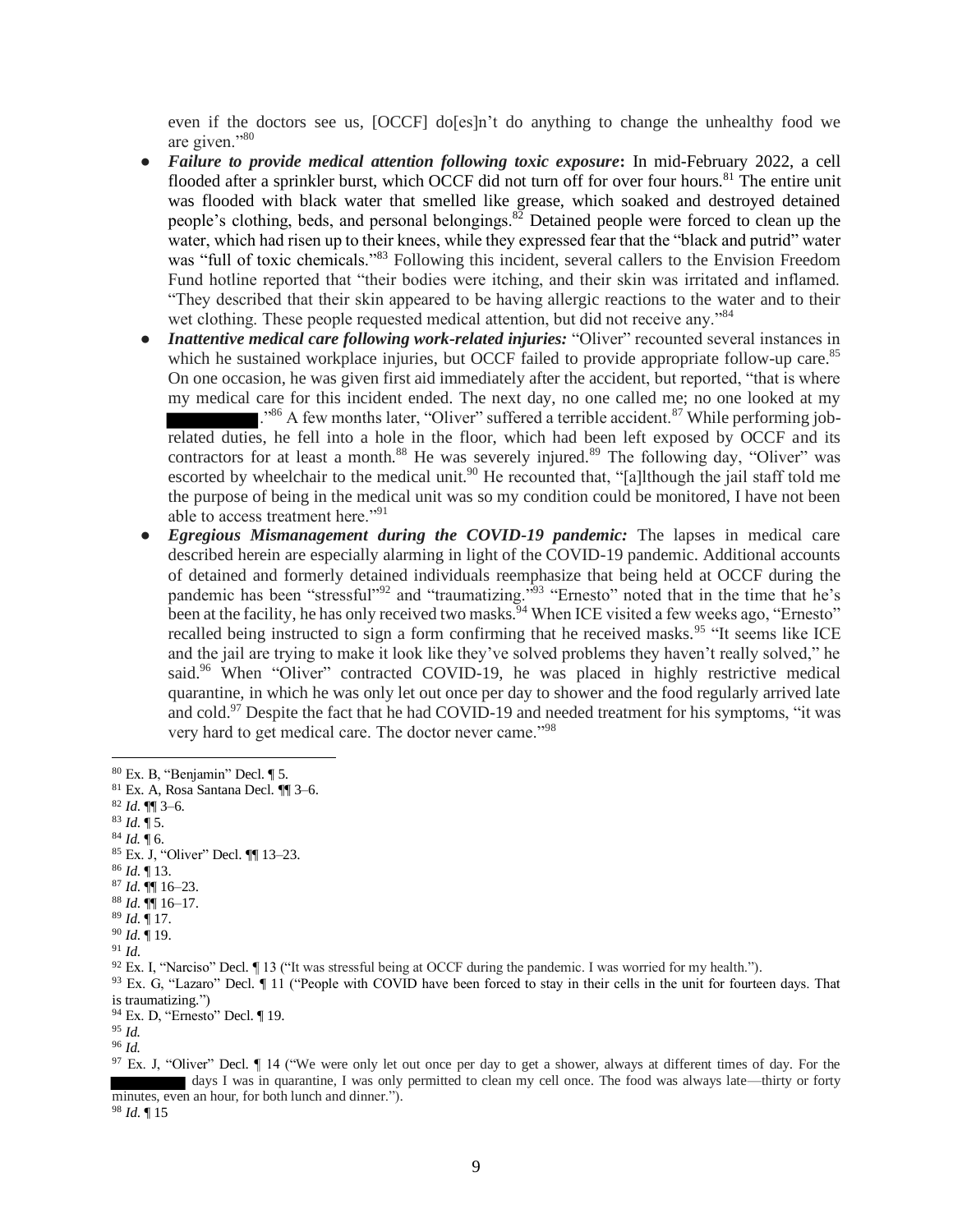even if the doctors see us, [OCCF] do[es]n't do anything to change the unhealthy food we are given."[80]

- ***Failure to provide medical attention following toxic exposure*:** In mid-February 2022, a cell flooded after a sprinkler burst, which OCCF did not turn off for over four hours.[81] The entire unit was flooded with black water that smelled like grease, which soaked and destroyed detained people's clothing, beds, and personal belongings.[82] Detained people were forced to clean up the water, which had risen up to their knees, while they expressed fear that the "black and putrid" water was "full of toxic chemicals."[83] Following this incident, several callers to the Envision Freedom Fund hotline reported that "their bodies were itching, and their skin was irritated and inflamed. "They described that their skin appeared to be having allergic reactions to the water and to their wet clothing. These people requested medical attention, but did not receive any."[84]
- ***Inattentive medical care following work-related injuries:*** "Oliver" recounted several instances in which he sustained workplace injuries, but OCCF failed to provide appropriate follow-up care.[85] On one occasion, he was given first aid immediately after the accident, but reported, "that is where my medical care for this incident ended. The next day, no one called me; no one looked at my ██████."[86] A few months later, "Oliver" suffered a terrible accident.[87] While performing job-related duties, he fell into a hole in the floor, which had been left exposed by OCCF and its contractors for at least a month.[88] He was severely injured.[89] The following day, "Oliver" was escorted by wheelchair to the medical unit.[90] He recounted that, "[a]lthough the jail staff told me the purpose of being in the medical unit was so my condition could be monitored, I have not been able to access treatment here."[91]
- ***Egregious Mismanagement during the COVID-19 pandemic:*** The lapses in medical care described herein are especially alarming in light of the COVID-19 pandemic. Additional accounts of detained and formerly detained individuals reemphasize that being held at OCCF during the pandemic has been "stressful"[92] and "traumatizing."[93] "Ernesto" noted that in the time that he's been at the facility, he has only received two masks.[94] When ICE visited a few weeks ago, "Ernesto" recalled being instructed to sign a form confirming that he received masks.[95] "It seems like ICE and the jail are trying to make it look like they've solved problems they haven't really solved," he said.[96] When "Oliver" contracted COVID-19, he was placed in highly restrictive medical quarantine, in which he was only let out once per day to shower and the food regularly arrived late and cold.[97] Despite the fact that he had COVID-19 and needed treatment for his symptoms, "it was very hard to get medical care. The doctor never came."[98]

---

[80] Ex. B, "Benjamin" Decl. ¶ 5.

[81] Ex. A, Rosa Santana Decl. ¶¶ 3–6.

[82] *Id.* ¶¶ 3–6.

[83] *Id.* ¶ 5.

[84] *Id.* ¶ 6.

[85] Ex. J, "Oliver" Decl. ¶¶ 13–23.

[86] *Id.* ¶ 13.

[87] *Id.* ¶¶ 16–23.

[88] *Id.* ¶¶ 16–17.

[89] *Id.* ¶ 17.

[90] *Id.* ¶ 19.

[91] *Id.*

[92] Ex. I, "Narciso" Decl. ¶ 13 ("It was stressful being at OCCF during the pandemic. I was worried for my health.").

[93] Ex. G, "Lazaro" Decl. ¶ 11 ("People with COVID have been forced to stay in their cells in the unit for fourteen days. That is traumatizing.")

[94] Ex. D, "Ernesto" Decl. ¶ 19.

[95] *Id.*

[96] *Id.*

[97] Ex. J, "Oliver" Decl. ¶ 14 ("We were only let out once per day to get a shower, always at different times of day. For the ██████ days I was in quarantine, I was only permitted to clean my cell once. The food was always late—thirty or forty minutes, even an hour, for both lunch and dinner.").

[98] *Id.* ¶ 15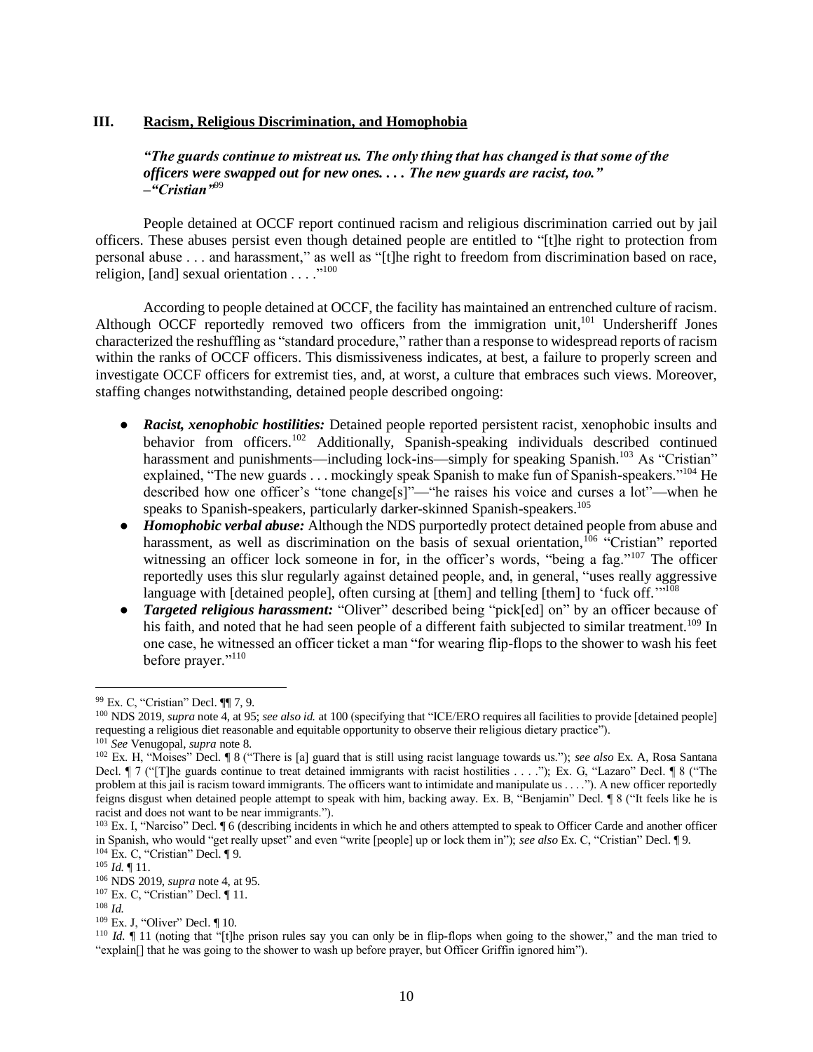## III. Racism, Religious Discrimination, and Homophobia

***"The guards continue to mistreat us. The only thing that has changed is that some of the officers were swapped out for new ones. . . . The new guards are racist, too."***
***–"Cristian"***[99]

People detained at OCCF report continued racism and religious discrimination carried out by jail officers. These abuses persist even though detained people are entitled to "[t]he right to protection from personal abuse . . . and harassment," as well as "[t]he right to freedom from discrimination based on race, religion, [and] sexual orientation . . . ."[100]

According to people detained at OCCF, the facility has maintained an entrenched culture of racism. Although OCCF reportedly removed two officers from the immigration unit,[101] Undersheriff Jones characterized the reshuffling as "standard procedure," rather than a response to widespread reports of racism within the ranks of OCCF officers. This dismissiveness indicates, at best, a failure to properly screen and investigate OCCF officers for extremist ties, and, at worst, a culture that embraces such views. Moreover, staffing changes notwithstanding, detained people described ongoing:

- ***Racist, xenophobic hostilities:*** Detained people reported persistent racist, xenophobic insults and behavior from officers.[102] Additionally, Spanish-speaking individuals described continued harassment and punishments—including lock-ins—simply for speaking Spanish.[103] As "Cristian" explained, "The new guards . . . mockingly speak Spanish to make fun of Spanish-speakers."[104] He described how one officer's "tone change[s]"—"he raises his voice and curses a lot"—when he speaks to Spanish-speakers, particularly darker-skinned Spanish-speakers.[105]
- ***Homophobic verbal abuse:*** Although the NDS purportedly protect detained people from abuse and harassment, as well as discrimination on the basis of sexual orientation,[106] "Cristian" reported witnessing an officer lock someone in for, in the officer's words, "being a fag."[107] The officer reportedly uses this slur regularly against detained people, and, in general, "uses really aggressive language with [detained people], often cursing at [them] and telling [them] to 'fuck off.'"[108]
- ***Targeted religious harassment:*** "Oliver" described being "pick[ed] on" by an officer because of his faith, and noted that he had seen people of a different faith subjected to similar treatment.[109] In one case, he witnessed an officer ticket a man "for wearing flip-flops to the shower to wash his feet before prayer."[110]

---

[99] Ex. C, "Cristian" Decl. ¶¶ 7, 9.

[100] NDS 2019, *supra* note 4, at 95; *see also id.* at 100 (specifying that "ICE/ERO requires all facilities to provide [detained people] requesting a religious diet reasonable and equitable opportunity to observe their religious dietary practice").

[101] *See* Venugopal, *supra* note 8.

[102] Ex. H, "Moises" Decl. ¶ 8 ("There is [a] guard that is still using racist language towards us."); *see also* Ex. A, Rosa Santana Decl. ¶ 7 ("[T]he guards continue to treat detained immigrants with racist hostilities . . . ."); Ex. G, "Lazaro" Decl. ¶ 8 ("The problem at this jail is racism toward immigrants. The officers want to intimidate and manipulate us . . . ."). A new officer reportedly feigns disgust when detained people attempt to speak with him, backing away. Ex. B, "Benjamin" Decl. ¶ 8 ("It feels like he is racist and does not want to be near immigrants.").

[103] Ex. I, "Narciso" Decl. ¶ 6 (describing incidents in which he and others attempted to speak to Officer Carde and another officer in Spanish, who would "get really upset" and even "write [people] up or lock them in"); *see also* Ex. C, "Cristian" Decl. ¶ 9.

[104] Ex. C, "Cristian" Decl. ¶ 9.

[105] *Id.* ¶ 11.

[106] NDS 2019, *supra* note 4, at 95.

[107] Ex. C, "Cristian" Decl. ¶ 11.

[108] *Id.*

[109] Ex. J, "Oliver" Decl. ¶ 10.

[110] *Id.* ¶ 11 (noting that "[t]he prison rules say you can only be in flip-flops when going to the shower," and the man tried to "explain[] that he was going to the shower to wash up before prayer, but Officer Griffin ignored him").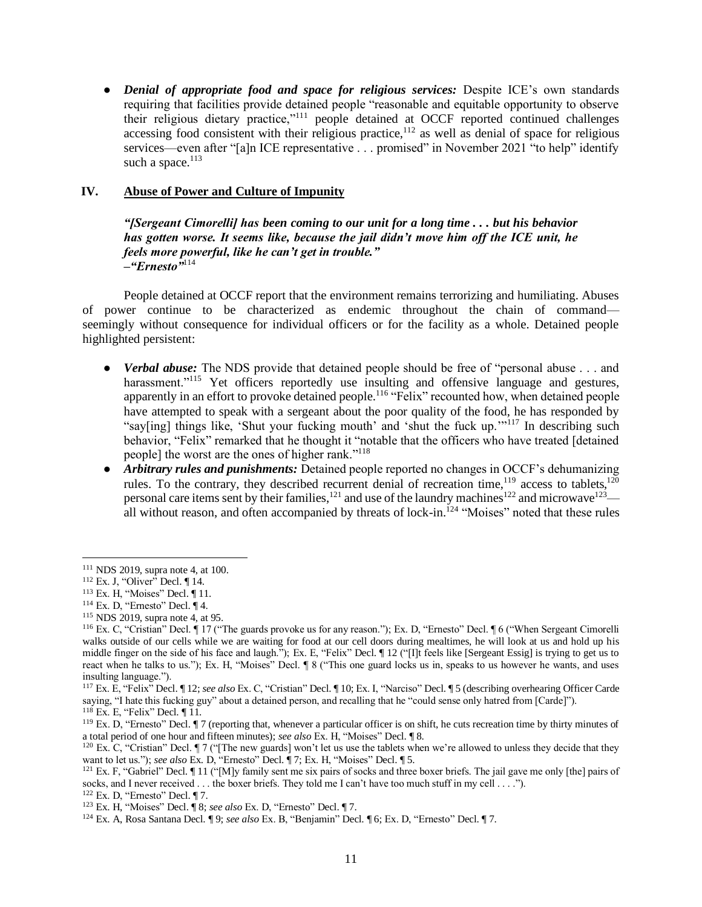- ***Denial of appropriate food and space for religious services:*** Despite ICE's own standards requiring that facilities provide detained people "reasonable and equitable opportunity to observe their religious dietary practice,"[111] people detained at OCCF reported continued challenges accessing food consistent with their religious practice,[112] as well as denial of space for religious services—even after "[a]n ICE representative . . . promised" in November 2021 "to help" identify such a space.[113]

## IV. Abuse of Power and Culture of Impunity

> ***"[Sergeant Cimorelli] has been coming to our unit for a long time . . . but his behavior has gotten worse. It seems like, because the jail didn't move him off the ICE unit, he feels more powerful, like he can't get in trouble."***
> ***–"Ernesto"***[114]

People detained at OCCF report that the environment remains terrorizing and humiliating. Abuses of power continue to be characterized as endemic throughout the chain of command—seemingly without consequence for individual officers or for the facility as a whole. Detained people highlighted persistent:

- ***Verbal abuse:*** The NDS provide that detained people should be free of "personal abuse . . . and harassment."[115] Yet officers reportedly use insulting and offensive language and gestures, apparently in an effort to provoke detained people.[116] "Felix" recounted how, when detained people have attempted to speak with a sergeant about the poor quality of the food, he has responded by "say[ing] things like, 'Shut your fucking mouth' and 'shut the fuck up.'"[117] In describing such behavior, "Felix" remarked that he thought it "notable that the officers who have treated [detained people] the worst are the ones of higher rank."[118]
- ***Arbitrary rules and punishments:*** Detained people reported no changes in OCCF's dehumanizing rules. To the contrary, they described recurrent denial of recreation time,[119] access to tablets,[120] personal care items sent by their families,[121] and use of the laundry machines[122] and microwave[123]—all without reason, and often accompanied by threats of lock-in.[124] "Moises" noted that these rules

---

[111] NDS 2019, supra note 4, at 100.

[112] Ex. J, "Oliver" Decl. ¶ 14.

[113] Ex. H, "Moises" Decl. ¶ 11.

[114] Ex. D, "Ernesto" Decl. ¶ 4.

[115] NDS 2019, supra note 4, at 95.

[116] Ex. C, "Cristian" Decl. ¶ 17 ("The guards provoke us for any reason."); Ex. D, "Ernesto" Decl. ¶ 6 ("When Sergeant Cimorelli walks outside of our cells while we are waiting for food at our cell doors during mealtimes, he will look at us and hold up his middle finger on the side of his face and laugh."); Ex. E, "Felix" Decl. ¶ 12 ("[I]t feels like [Sergeant Essig] is trying to get us to react when he talks to us."); Ex. H, "Moises" Decl. ¶ 8 ("This one guard locks us in, speaks to us however he wants, and uses insulting language.").

[117] Ex. E, "Felix" Decl. ¶ 12; *see also* Ex. C, "Cristian" Decl. ¶ 10; Ex. I, "Narciso" Decl. ¶ 5 (describing overhearing Officer Carde saying, "I hate this fucking guy" about a detained person, and recalling that he "could sense only hatred from [Carde]").

[118] Ex. E, "Felix" Decl. ¶ 11.

[119] Ex. D, "Ernesto" Decl. ¶ 7 (reporting that, whenever a particular officer is on shift, he cuts recreation time by thirty minutes of a total period of one hour and fifteen minutes); *see also* Ex. H, "Moises" Decl. ¶ 8.

[120] Ex. C, "Cristian" Decl. ¶ 7 ("[The new guards] won't let us use the tablets when we're allowed to unless they decide that they want to let us."); *see also* Ex. D, "Ernesto" Decl. ¶ 7; Ex. H, "Moises" Decl. ¶ 5.

[121] Ex. F, "Gabriel" Decl. ¶ 11 ("[M]y family sent me six pairs of socks and three boxer briefs. The jail gave me only [the] pairs of socks, and I never received . . . the boxer briefs. They told me I can't have too much stuff in my cell . . . .").

[122] Ex. D, "Ernesto" Decl. ¶ 7.

[123] Ex. H, "Moises" Decl. ¶ 8; *see also* Ex. D, "Ernesto" Decl. ¶ 7.

[124] Ex. A, Rosa Santana Decl. ¶ 9; *see also* Ex. B, "Benjamin" Decl. ¶ 6; Ex. D, "Ernesto" Decl. ¶ 7.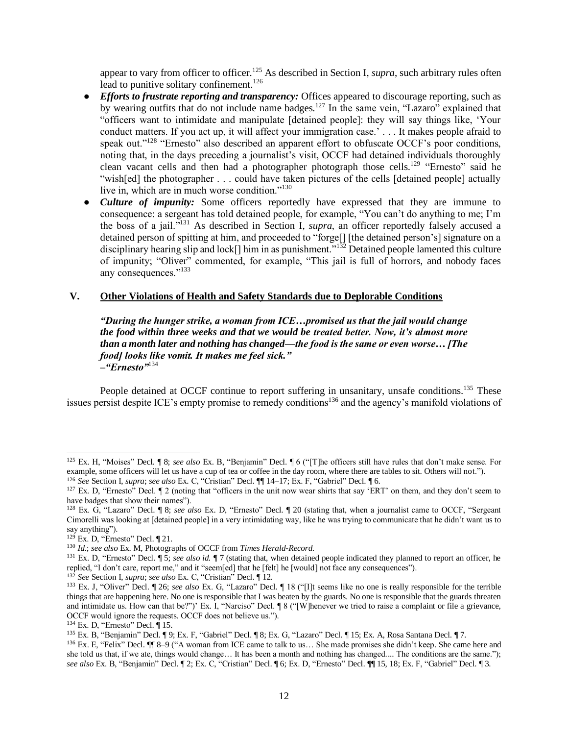appear to vary from officer to officer.[125] As described in Section I, *supra*, such arbitrary rules often lead to punitive solitary confinement.[126]

- ***Efforts to frustrate reporting and transparency:*** Offices appeared to discourage reporting, such as by wearing outfits that do not include name badges.[127] In the same vein, "Lazaro" explained that "officers want to intimidate and manipulate [detained people]: they will say things like, 'Your conduct matters. If you act up, it will affect your immigration case.' . . . It makes people afraid to speak out."[128] "Ernesto" also described an apparent effort to obfuscate OCCF's poor conditions, noting that, in the days preceding a journalist's visit, OCCF had detained individuals thoroughly clean vacant cells and then had a photographer photograph those cells.[129] "Ernesto" said he "wish[ed] the photographer . . . could have taken pictures of the cells [detained people] actually live in, which are in much worse condition."[130]
- ***Culture of impunity:*** Some officers reportedly have expressed that they are immune to consequence: a sergeant has told detained people, for example, "You can't do anything to me; I'm the boss of a jail."[131] As described in Section I, *supra*, an officer reportedly falsely accused a detained person of spitting at him, and proceeded to "forge[] [the detained person's] signature on a disciplinary hearing slip and lock[] him in as punishment."[132] Detained people lamented this culture of impunity; "Oliver" commented, for example, "This jail is full of horrors, and nobody faces any consequences."[133]

## V. Other Violations of Health and Safety Standards due to Deplorable Conditions

> ***"During the hunger strike, a woman from ICE…promised us that the jail would change the food within three weeks and that we would be treated better. Now, it's almost more than a month later and nothing has changed—the food is the same or even worse… [The food] looks like vomit. It makes me feel sick."***
> ***–"Ernesto"***[134]

People detained at OCCF continue to report suffering in unsanitary, unsafe conditions.[135] These issues persist despite ICE's empty promise to remedy conditions[136] and the agency's manifold violations of

---

[125] Ex. H, "Moises" Decl. ¶ 8; *see also* Ex. B, "Benjamin" Decl. ¶ 6 ("[T]he officers still have rules that don't make sense. For example, some officers will let us have a cup of tea or coffee in the day room, where there are tables to sit. Others will not.").

[126] *See* Section I, *supra*; *see also* Ex. C, "Cristian" Decl. ¶¶ 14–17; Ex. F, "Gabriel" Decl. ¶ 6.

[127] Ex. D, "Ernesto" Decl. ¶ 2 (noting that "officers in the unit now wear shirts that say 'ERT' on them, and they don't seem to have badges that show their names").

[128] Ex. G, "Lazaro" Decl. ¶ 8; *see also* Ex. D, "Ernesto" Decl. ¶ 20 (stating that, when a journalist came to OCCF, "Sergeant Cimorelli was looking at [detained people] in a very intimidating way, like he was trying to communicate that he didn't want us to say anything").

[129] Ex. D, "Ernesto" Decl. ¶ 21.

[130] *Id.*; *see also* Ex. M, Photographs of OCCF from *Times Herald-Record.*

[131] Ex. D, "Ernesto" Decl. ¶ 5; *see also id.* ¶ 7 (stating that, when detained people indicated they planned to report an officer, he replied, "I don't care, report me," and it "seem[ed] that he [felt] he [would] not face any consequences").

[132] *See* Section I, *supra*; *see also* Ex. C, "Cristian" Decl. ¶ 12.

[133] Ex. J, "Oliver" Decl. ¶ 26; *see also* Ex. G, "Lazaro" Decl. ¶ 18 ("[I]t seems like no one is really responsible for the terrible things that are happening here. No one is responsible that I was beaten by the guards. No one is responsible that the guards threaten and intimidate us. How can that be?")' Ex. I, "Narciso" Decl. ¶ 8 ("[W]henever we tried to raise a complaint or file a grievance, OCCF would ignore the requests. OCCF does not believe us.").

[134] Ex. D, "Ernesto" Decl. ¶ 15.

[135] Ex. B, "Benjamin" Decl. ¶ 9; Ex. F, "Gabriel" Decl. ¶ 8; Ex. G, "Lazaro" Decl. ¶ 15; Ex. A, Rosa Santana Decl. ¶ 7.

[136] Ex. E, "Felix" Decl. ¶¶ 8–9 ("A woman from ICE came to talk to us… She made promises she didn't keep. She came here and she told us that, if we ate, things would change… It has been a month and nothing has changed.... The conditions are the same."); *see also* Ex. B, "Benjamin" Decl. ¶ 2; Ex. C, "Cristian" Decl. ¶ 6; Ex. D, "Ernesto" Decl. ¶¶ 15, 18; Ex. F, "Gabriel" Decl. ¶ 3.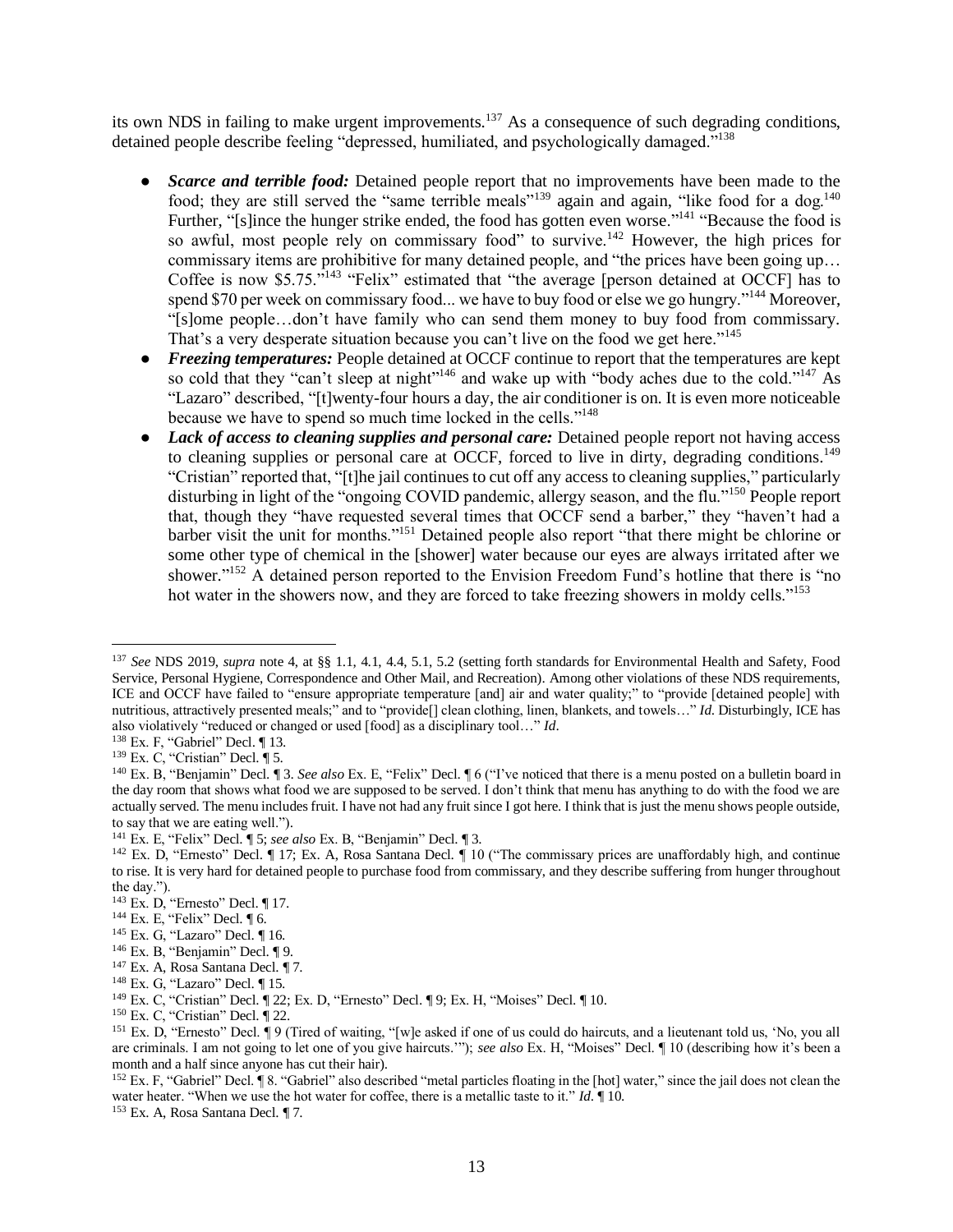its own NDS in failing to make urgent improvements.[137] As a consequence of such degrading conditions, detained people describe feeling "depressed, humiliated, and psychologically damaged."[138]

- ***Scarce and terrible food:*** Detained people report that no improvements have been made to the food; they are still served the "same terrible meals"[139] again and again, "like food for a dog.[140] Further, "[s]ince the hunger strike ended, the food has gotten even worse."[141] "Because the food is so awful, most people rely on commissary food" to survive.[142] However, the high prices for commissary items are prohibitive for many detained people, and "the prices have been going up… Coffee is now $5.75."[143] "Felix" estimated that "the average [person detained at OCCF] has to spend $70 per week on commissary food... we have to buy food or else we go hungry."[144] Moreover, "[s]ome people…don't have family who can send them money to buy food from commissary. That's a very desperate situation because you can't live on the food we get here."[145]
- ***Freezing temperatures:*** People detained at OCCF continue to report that the temperatures are kept so cold that they "can't sleep at night"[146] and wake up with "body aches due to the cold."[147] As "Lazaro" described, "[t]wenty-four hours a day, the air conditioner is on. It is even more noticeable because we have to spend so much time locked in the cells."[148]
- ***Lack of access to cleaning supplies and personal care:*** Detained people report not having access to cleaning supplies or personal care at OCCF, forced to live in dirty, degrading conditions.[149] "Cristian" reported that, "[t]he jail continues to cut off any access to cleaning supplies," particularly disturbing in light of the "ongoing COVID pandemic, allergy season, and the flu."[150] People report that, though they "have requested several times that OCCF send a barber," they "haven't had a barber visit the unit for months."[151] Detained people also report "that there might be chlorine or some other type of chemical in the [shower] water because our eyes are always irritated after we shower."[152] A detained person reported to the Envision Freedom Fund's hotline that there is "no hot water in the showers now, and they are forced to take freezing showers in moldy cells."[153]

---

[137] *See* NDS 2019, *supra* note 4, at §§ 1.1, 4.1, 4.4, 5.1, 5.2 (setting forth standards for Environmental Health and Safety, Food Service, Personal Hygiene, Correspondence and Other Mail, and Recreation). Among other violations of these NDS requirements, ICE and OCCF have failed to "ensure appropriate temperature [and] air and water quality;" to "provide [detained people] with nutritious, attractively presented meals;" and to "provide[] clean clothing, linen, blankets, and towels…" *Id.* Disturbingly, ICE has also violatively "reduced or changed or used [food] as a disciplinary tool…" *Id.*

[138] Ex. F, "Gabriel" Decl. ¶ 13.

[139] Ex. C, "Cristian" Decl. ¶ 5.

[140] Ex. B, "Benjamin" Decl. ¶ 3. *See also* Ex. E, "Felix" Decl. ¶ 6 ("I've noticed that there is a menu posted on a bulletin board in the day room that shows what food we are supposed to be served. I don't think that menu has anything to do with the food we are actually served. The menu includes fruit. I have not had any fruit since I got here. I think that is just the menu shows people outside, to say that we are eating well.").

[141] Ex. E, "Felix" Decl. ¶ 5; *see also* Ex. B, "Benjamin" Decl. ¶ 3.

[142] Ex. D, "Ernesto" Decl. ¶ 17; Ex. A, Rosa Santana Decl. ¶ 10 ("The commissary prices are unaffordably high, and continue to rise. It is very hard for detained people to purchase food from commissary, and they describe suffering from hunger throughout the day.").

[143] Ex. D, "Ernesto" Decl. ¶ 17.

[144] Ex. E, "Felix" Decl. ¶ 6.

[145] Ex. G, "Lazaro" Decl. ¶ 16.

[146] Ex. B, "Benjamin" Decl. ¶ 9.

[147] Ex. A, Rosa Santana Decl. ¶ 7.

[148] Ex. G, "Lazaro" Decl. ¶ 15.

[149] Ex. C, "Cristian" Decl. ¶ 22; Ex. D, "Ernesto" Decl. ¶ 9; Ex. H, "Moises" Decl. ¶ 10.

[150] Ex. C, "Cristian" Decl. ¶ 22.

[151] Ex. D, "Ernesto" Decl. ¶ 9 (Tired of waiting, "[w]e asked if one of us could do haircuts, and a lieutenant told us, 'No, you all are criminals. I am not going to let one of you give haircuts.'"); *see also* Ex. H, "Moises" Decl. ¶ 10 (describing how it's been a month and a half since anyone has cut their hair).

[152] Ex. F, "Gabriel" Decl. ¶ 8. "Gabriel" also described "metal particles floating in the [hot] water," since the jail does not clean the water heater. "When we use the hot water for coffee, there is a metallic taste to it." *Id.* ¶ 10.

[153] Ex. A, Rosa Santana Decl. ¶ 7.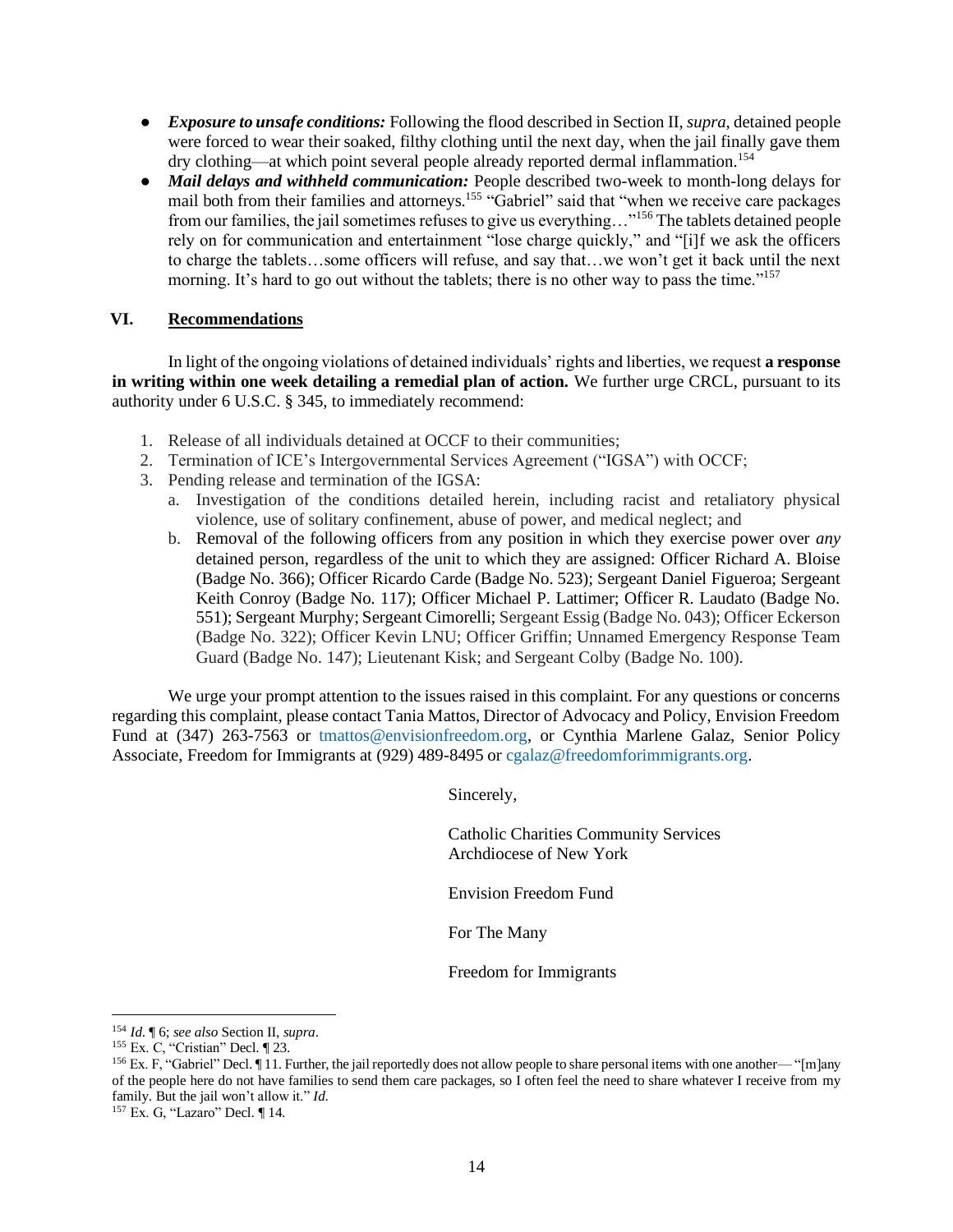- ***Exposure to unsafe conditions:*** Following the flood described in Section II, *supra*, detained people were forced to wear their soaked, filthy clothing until the next day, when the jail finally gave them dry clothing—at which point several people already reported dermal inflammation.[154]
- ***Mail delays and withheld communication:*** People described two-week to month-long delays for mail both from their families and attorneys.[155] "Gabriel" said that "when we receive care packages from our families, the jail sometimes refuses to give us everything…"[156] The tablets detained people rely on for communication and entertainment "lose charge quickly," and "[i]f we ask the officers to charge the tablets…some officers will refuse, and say that…we won't get it back until the next morning. It's hard to go out without the tablets; there is no other way to pass the time."[157]

## VI. Recommendations

In light of the ongoing violations of detained individuals' rights and liberties, we request **a response in writing within one week detailing a remedial plan of action.** We further urge CRCL, pursuant to its authority under 6 U.S.C. § 345, to immediately recommend:

1. Release of all individuals detained at OCCF to their communities;
2. Termination of ICE's Intergovernmental Services Agreement ("IGSA") with OCCF;
3. Pending release and termination of the IGSA:
   a. Investigation of the conditions detailed herein, including racist and retaliatory physical violence, use of solitary confinement, abuse of power, and medical neglect; and
   b. Removal of the following officers from any position in which they exercise power over *any* detained person, regardless of the unit to which they are assigned: Officer Richard A. Bloise (Badge No. 366); Officer Ricardo Carde (Badge No. 523); Sergeant Daniel Figueroa; Sergeant Keith Conroy (Badge No. 117); Officer Michael P. Lattimer; Officer R. Laudato (Badge No. 551); Sergeant Murphy; Sergeant Cimorelli; Sergeant Essig (Badge No. 043); Officer Eckerson (Badge No. 322); Officer Kevin LNU; Officer Griffin; Unnamed Emergency Response Team Guard (Badge No. 147); Lieutenant Kisk; and Sergeant Colby (Badge No. 100).

We urge your prompt attention to the issues raised in this complaint. For any questions or concerns regarding this complaint, please contact Tania Mattos, Director of Advocacy and Policy, Envision Freedom Fund at (347) 263-7563 or tmattos@envisionfreedom.org, or Cynthia Marlene Galaz, Senior Policy Associate, Freedom for Immigrants at (929) 489-8495 or cgalaz@freedomforimmigrants.org.

Sincerely,

Catholic Charities Community Services
Archdiocese of New York

Envision Freedom Fund

For The Many

Freedom for Immigrants

---

[154] *Id.* ¶ 6; *see also* Section II, *supra*.

[155] Ex. C, "Cristian" Decl. ¶ 23.

[156] Ex. F, "Gabriel" Decl. ¶ 11. Further, the jail reportedly does not allow people to share personal items with one another— "[m]any of the people here do not have families to send them care packages, so I often feel the need to share whatever I receive from my family. But the jail won't allow it." *Id.*

[157] Ex. G, "Lazaro" Decl. ¶ 14.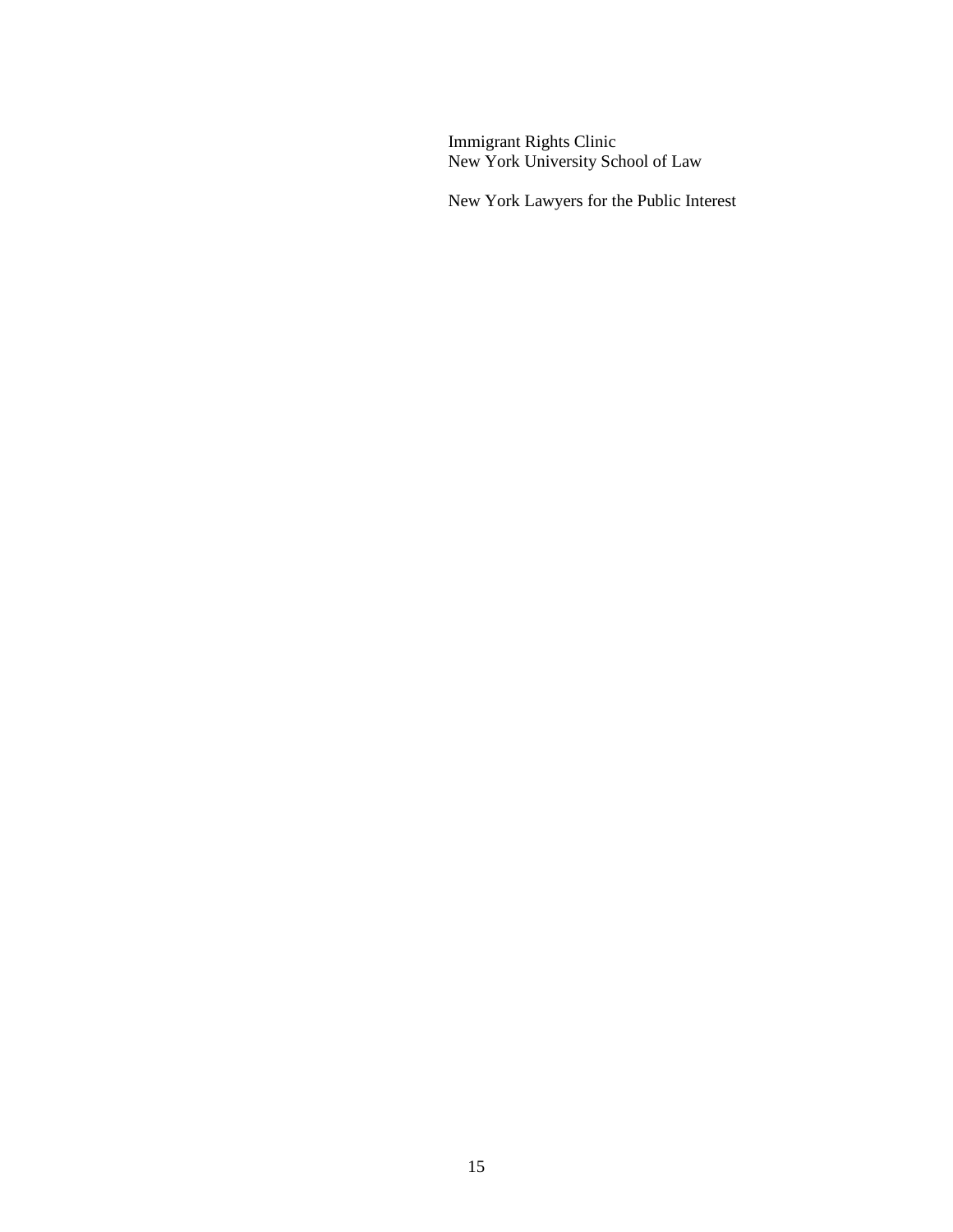Immigrant Rights Clinic
New York University School of Law

New York Lawyers for the Public Interest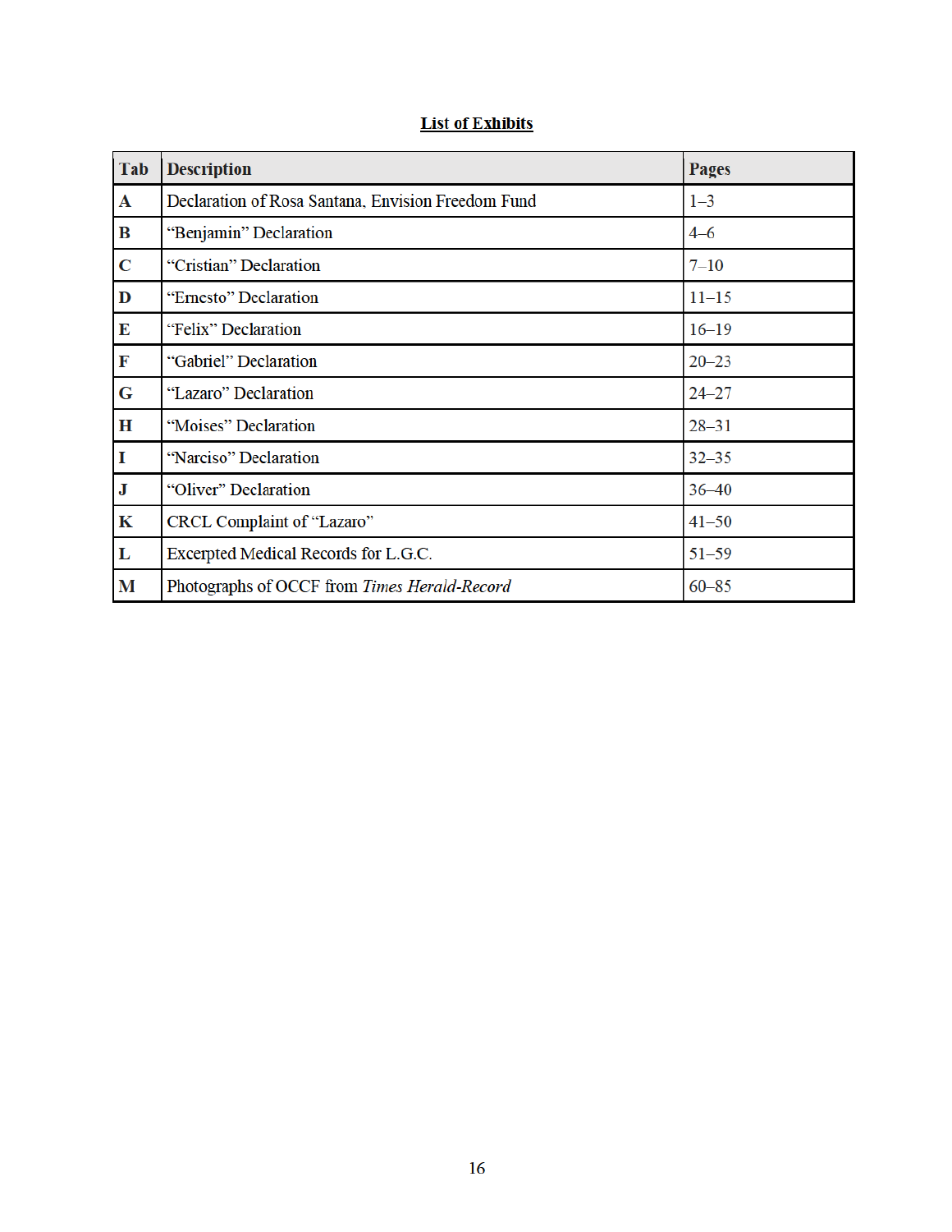## List of Exhibits

| Tab | Description | Pages |
|---|---|---|
| **A** | Declaration of Rosa Santana, Envision Freedom Fund | 1–3 |
| **B** | "Benjamin" Declaration | 4–6 |
| **C** | "Cristian" Declaration | 7–10 |
| **D** | "Ernesto" Declaration | 11–15 |
| **E** | "Felix" Declaration | 16–19 |
| **F** | "Gabriel" Declaration | 20–23 |
| **G** | "Lazaro" Declaration | 24–27 |
| **H** | "Moises" Declaration | 28–31 |
| **I** | "Narciso" Declaration | 32–35 |
| **J** | "Oliver" Declaration | 36–40 |
| **K** | CRCL Complaint of "Lazaro" | 41–50 |
| **L** | Excerpted Medical Records for L.G.C. | 51–59 |
| **M** | Photographs of OCCF from *Times Herald-Record* | 60–85 |